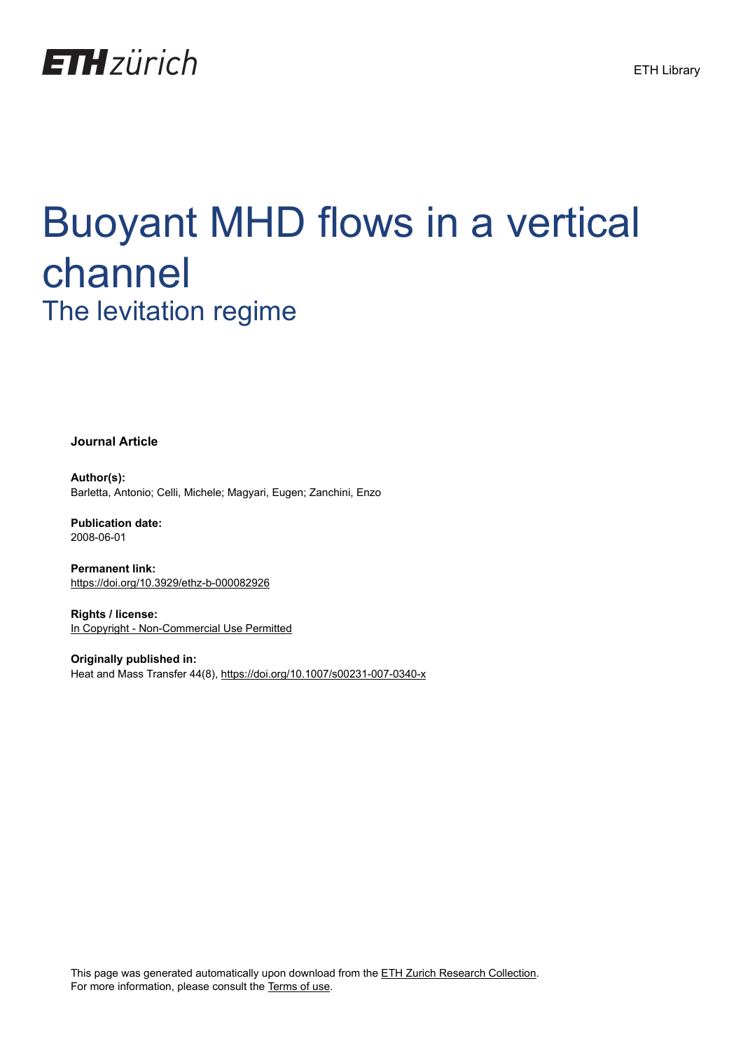ETH Library

# Buoyant MHD flows in a vertical channel

## The levitation regime

**Journal Article**

**Author(s):**
Barletta, Antonio; Celli, Michele; Magyari, Eugen; Zanchini, Enzo

**Publication date:**
2008-06-01

**Permanent link:**
https://doi.org/10.3929/ethz-b-000082926

**Rights / license:**
In Copyright - Non-Commercial Use Permitted

**Originally published in:**
Heat and Mass Transfer 44(8), https://doi.org/10.1007/s00231-007-0340-x

This page was generated automatically upon download from the ETH Zurich Research Collection.
For more information, please consult the Terms of use.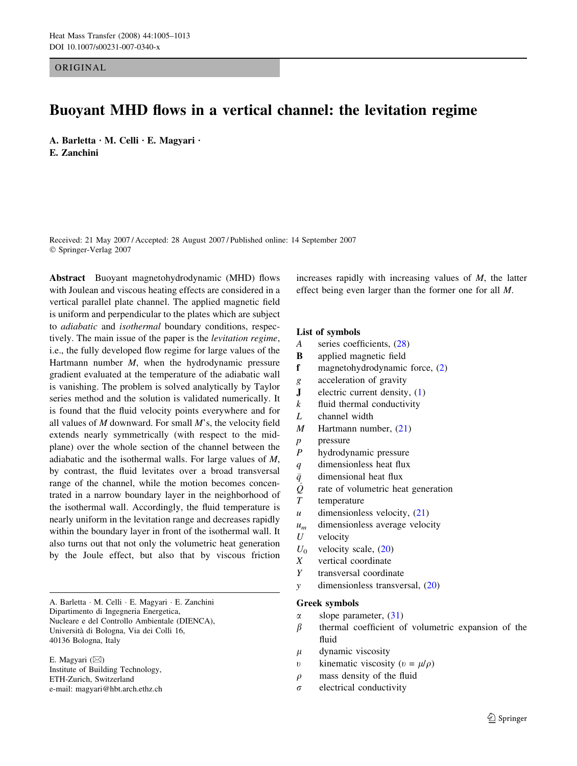ORIGINAL

# Buoyant MHD flows in a vertical channel: the levitation regime

**A. Barletta · M. Celli · E. Magyari · E. Zanchini**

Received: 21 May 2007 / Accepted: 28 August 2007 / Published online: 14 September 2007
© Springer-Verlag 2007

**Abstract** Buoyant magnetohydrodynamic (MHD) flows with Joulean and viscous heating effects are considered in a vertical parallel plate channel. The applied magnetic field is uniform and perpendicular to the plates which are subject to *adiabatic* and *isothermal* boundary conditions, respectively. The main issue of the paper is the *levitation regime*, i.e., the fully developed flow regime for large values of the Hartmann number $M$, when the hydrodynamic pressure gradient evaluated at the temperature of the adiabatic wall is vanishing. The problem is solved analytically by Taylor series method and the solution is validated numerically. It is found that the fluid velocity points everywhere and for all values of $M$ downward. For small $M$'s, the velocity field extends nearly symmetrically (with respect to the mid-plane) over the whole section of the channel between the adiabatic and the isothermal walls. For large values of $M$, by contrast, the fluid levitates over a broad transversal range of the channel, while the motion becomes concentrated in a narrow boundary layer in the neighborhood of the isothermal wall. Accordingly, the fluid temperature is nearly uniform in the levitation range and decreases rapidly within the boundary layer in front of the isothermal wall. It also turns out that not only the volumetric heat generation by the Joule effect, but also that by viscous friction increases rapidly with increasing values of $M$, the latter effect being even larger than the former one for all $M$.

A. Barletta · M. Celli · E. Magyari · E. Zanchini
Dipartimento di Ingegneria Energetica, Nucleare e del Controllo Ambientale (DIENCA), Università di Bologna, Via dei Colli 16, 40136 Bologna, Italy

E. Magyari (✉)
Institute of Building Technology, ETH-Zurich, Switzerland
e-mail: magyari@hbt.arch.ethz.ch

### List of symbols

- $A$ series coefficients, (28)
- $\mathbf{B}$ applied magnetic field
- $\mathbf{f}$ magnetohydrodynamic force, (2)
- $g$ acceleration of gravity
- $\mathbf{J}$ electric current density, (1)
- $k$ fluid thermal conductivity
- $L$ channel width
- $M$ Hartmann number, (21)
- $p$ pressure
- $P$ hydrodynamic pressure
- $q$ dimensionless heat flux
- $\bar{q}$ dimensional heat flux
- $\dot{Q}$ rate of volumetric heat generation
- $T$ temperature
- $u$ dimensionless velocity, (21)
- $u_m$ dimensionless average velocity
- $U$ velocity
- $U_0$ velocity scale, (20)
- $X$ vertical coordinate
- $Y$ transversal coordinate
- $y$ dimensionless transversal, (20)

### Greek symbols

- $\alpha$ slope parameter, (31)
- $\beta$ thermal coefficient of volumetric expansion of the fluid
- $\mu$ dynamic viscosity
- $\upsilon$ kinematic viscosity ($\upsilon = \mu/\rho$)
- $\rho$ mass density of the fluid
- $\sigma$ electrical conductivity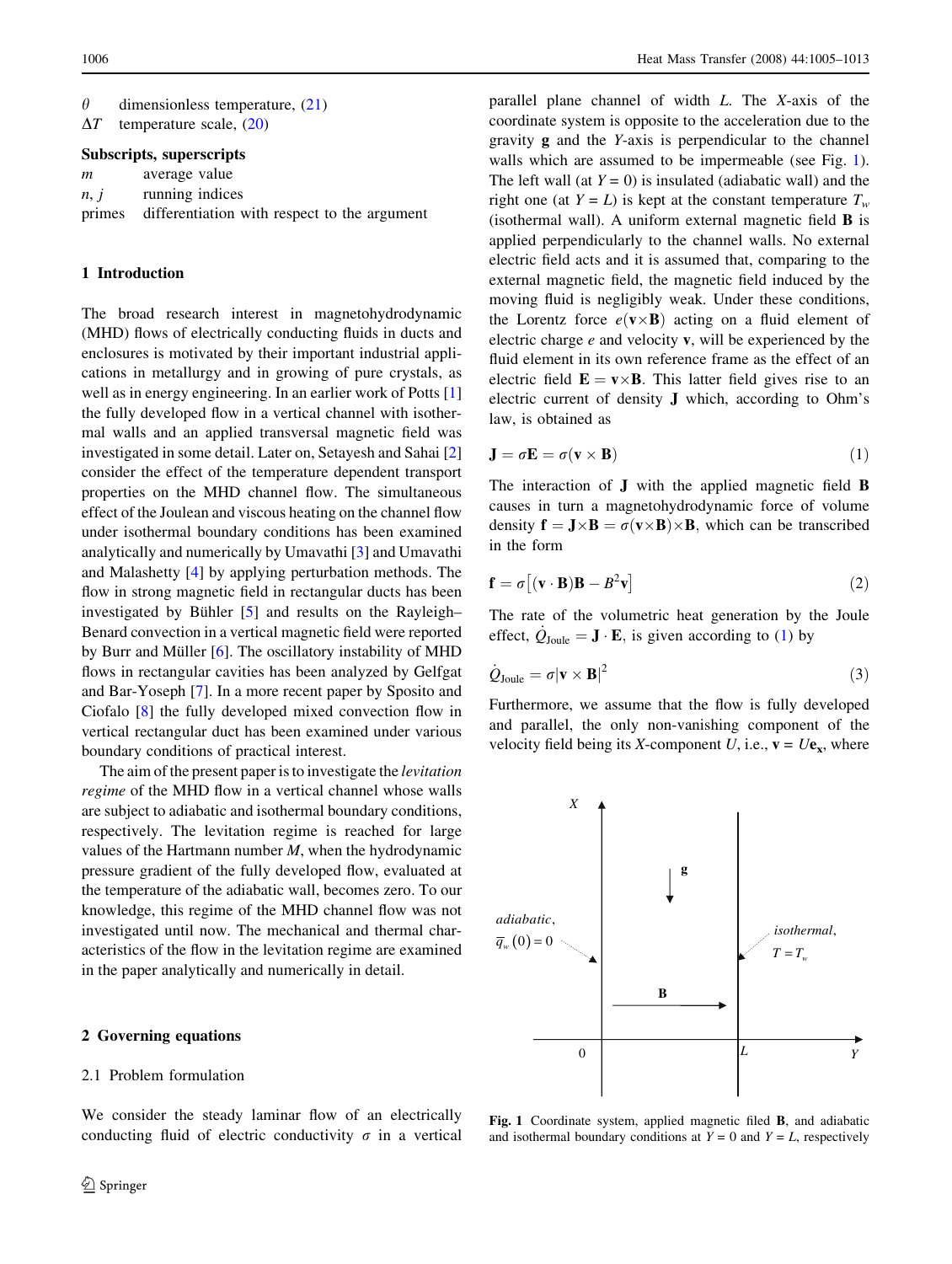$\theta$ dimensionless temperature, (21)

$\Delta T$ temperature scale, (20)

**Subscripts, superscripts**

| | |
|---|---|
| $m$ | average value |
| $n, j$ | running indices |
| primes | differentiation with respect to the argument |

## 1 Introduction

The broad research interest in magnetohydrodynamic (MHD) flows of electrically conducting fluids in ducts and enclosures is motivated by their important industrial applications in metallurgy and in growing of pure crystals, as well as in energy engineering. In an earlier work of Potts [1] the fully developed flow in a vertical channel with isothermal walls and an applied transversal magnetic field was investigated in some detail. Later on, Setayesh and Sahai [2] consider the effect of the temperature dependent transport properties on the MHD channel flow. The simultaneous effect of the Joulean and viscous heating on the channel flow under isothermal boundary conditions has been examined analytically and numerically by Umavathi [3] and Umavathi and Malashetty [4] by applying perturbation methods. The flow in strong magnetic field in rectangular ducts has been investigated by Bühler [5] and results on the Rayleigh–Benard convection in a vertical magnetic field were reported by Burr and Müller [6]. The oscillatory instability of MHD flows in rectangular cavities has been analyzed by Gelfgat and Bar-Yoseph [7]. In a more recent paper by Sposito and Ciofalo [8] the fully developed mixed convection flow in vertical rectangular duct has been examined under various boundary conditions of practical interest.

The aim of the present paper is to investigate the *levitation regime* of the MHD flow in a vertical channel whose walls are subject to adiabatic and isothermal boundary conditions, respectively. The levitation regime is reached for large values of the Hartmann number $M$, when the hydrodynamic pressure gradient of the fully developed flow, evaluated at the temperature of the adiabatic wall, becomes zero. To our knowledge, this regime of the MHD channel flow was not investigated until now. The mechanical and thermal characteristics of the flow in the levitation regime are examined in the paper analytically and numerically in detail.

## 2 Governing equations

### 2.1 Problem formulation

We consider the steady laminar flow of an electrically conducting fluid of electric conductivity $\sigma$ in a vertical parallel plane channel of width $L$. The $X$-axis of the coordinate system is opposite to the acceleration due to the gravity $\mathbf{g}$ and the $Y$-axis is perpendicular to the channel walls which are assumed to be impermeable (see Fig. 1). The left wall (at $Y = 0$) is insulated (adiabatic wall) and the right one (at $Y = L$) is kept at the constant temperature $T_w$ (isothermal wall). A uniform external magnetic field $\mathbf{B}$ is applied perpendicularly to the channel walls. No external electric field acts and it is assumed that, comparing to the external magnetic field, the magnetic field induced by the moving fluid is negligibly weak. Under these conditions, the Lorentz force $e(\mathbf{v}\times\mathbf{B})$ acting on a fluid element of electric charge $e$ and velocity $\mathbf{v}$, will be experienced by the fluid element in its own reference frame as the effect of an electric field $\mathbf{E} = \mathbf{v}\times\mathbf{B}$. This latter field gives rise to an electric current of density $\mathbf{J}$ which, according to Ohm's law, is obtained as

$$\mathbf{J} = \sigma\mathbf{E} = \sigma(\mathbf{v}\times\mathbf{B}) \tag{1}$$

The interaction of $\mathbf{J}$ with the applied magnetic field $\mathbf{B}$ causes in turn a magnetohydrodynamic force of volume density $\mathbf{f} = \mathbf{J}\times\mathbf{B} = \sigma(\mathbf{v}\times\mathbf{B})\times\mathbf{B}$, which can be transcribed in the form

$$\mathbf{f} = \sigma\left[(\mathbf{v}\cdot\mathbf{B})\mathbf{B} - B^2\mathbf{v}\right] \tag{2}$$

The rate of the volumetric heat generation by the Joule effect, $\dot{Q}_{\text{Joule}} = \mathbf{J}\cdot\mathbf{E}$, is given according to (1) by

$$\dot{Q}_{\text{Joule}} = \sigma|\mathbf{v}\times\mathbf{B}|^2 \tag{3}$$

Furthermore, we assume that the flow is fully developed and parallel, the only non-vanishing component of the velocity field being its $X$-component $U$, i.e., $\mathbf{v} = U\mathbf{e_x}$, where

**Fig. 1** Coordinate system, applied magnetic filed $\mathbf{B}$, and adiabatic and isothermal boundary conditions at $Y = 0$ and $Y = L$, respectively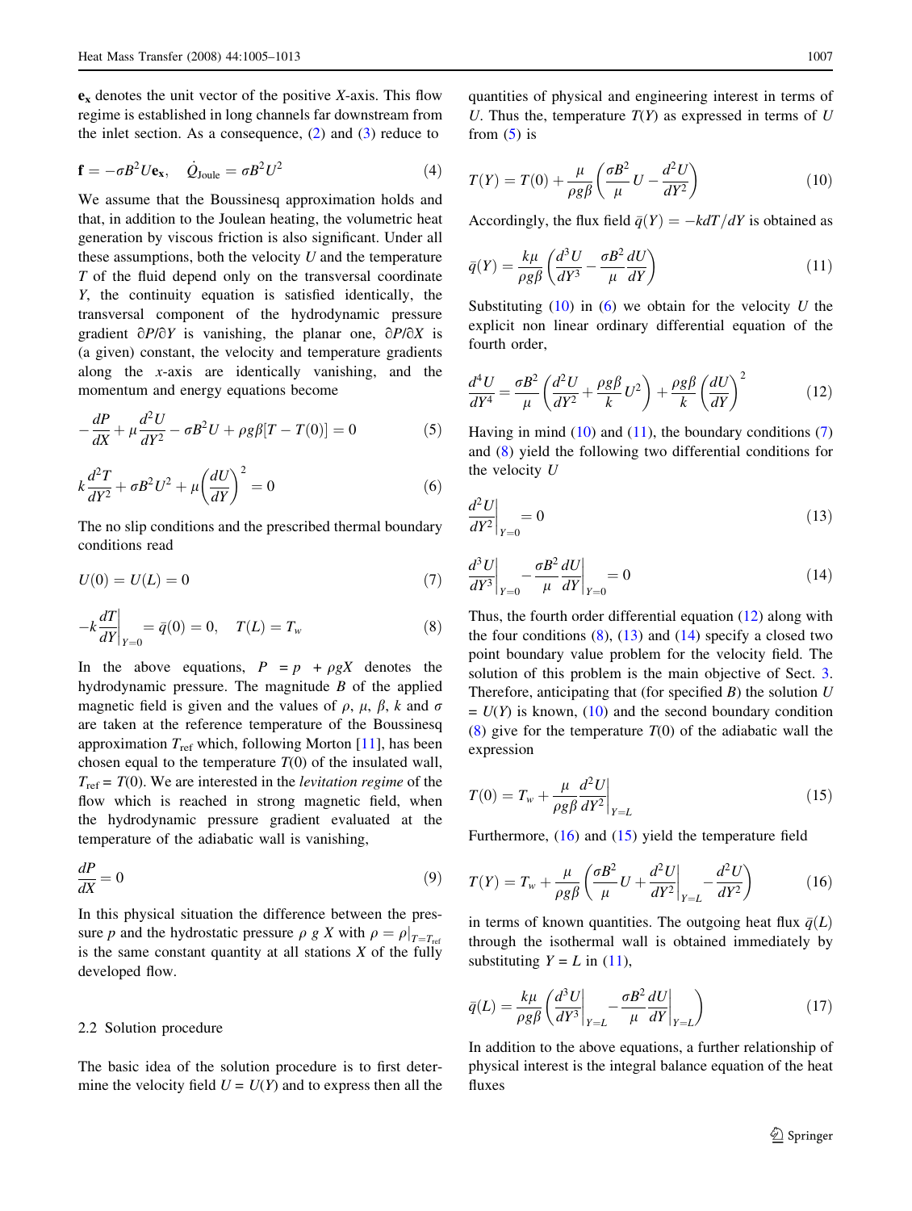$\mathbf{e_x}$ denotes the unit vector of the positive $X$-axis. This flow regime is established in long channels far downstream from the inlet section. As a consequence, (2) and (3) reduce to

$$\mathbf{f} = -\sigma B^2 U \mathbf{e_x}, \quad \dot{Q}_{\text{Joule}} = \sigma B^2 U^2 \tag{4}$$

We assume that the Boussinesq approximation holds and that, in addition to the Joulean heating, the volumetric heat generation by viscous friction is also significant. Under all these assumptions, both the velocity $U$ and the temperature $T$ of the fluid depend only on the transversal coordinate $Y$, the continuity equation is satisfied identically, the transversal component of the hydrodynamic pressure gradient $\partial P/\partial Y$ is vanishing, the planar one, $\partial P/\partial X$ is (a given) constant, the velocity and temperature gradients along the $x$-axis are identically vanishing, and the momentum and energy equations become

$$-\frac{dP}{dX} + \mu \frac{d^2 U}{dY^2} - \sigma B^2 U + \rho g \beta [T - T(0)] = 0 \tag{5}$$

$$k \frac{d^2 T}{dY^2} + \sigma B^2 U^2 + \mu \left(\frac{dU}{dY}\right)^2 = 0 \tag{6}$$

The no slip conditions and the prescribed thermal boundary conditions read

$$U(0) = U(L) = 0 \tag{7}$$

$$-k \left.\frac{dT}{dY}\right|_{Y=0} = \bar{q}(0) = 0, \quad T(L) = T_w \tag{8}$$

In the above equations, $P = p + \rho g X$ denotes the hydrodynamic pressure. The magnitude $B$ of the applied magnetic field is given and the values of $\rho$, $\mu$, $\beta$, $k$ and $\sigma$ are taken at the reference temperature of the Boussinesq approximation $T_{\text{ref}}$ which, following Morton [11], has been chosen equal to the temperature $T(0)$ of the insulated wall, $T_{\text{ref}} = T(0)$. We are interested in the *levitation regime* of the flow which is reached in strong magnetic field, when the hydrodynamic pressure gradient evaluated at the temperature of the adiabatic wall is vanishing,

$$\frac{dP}{dX} = 0 \tag{9}$$

In this physical situation the difference between the pressure $p$ and the hydrostatic pressure $\rho$ $g$ $X$ with $\rho = \rho|_{T=T_{\text{ref}}}$ is the same constant quantity at all stations $X$ of the fully developed flow.

### 2.2 Solution procedure

The basic idea of the solution procedure is to first determine the velocity field $U = U(Y)$ and to express then all the quantities of physical and engineering interest in terms of $U$. Thus the, temperature $T(Y)$ as expressed in terms of $U$ from (5) is

$$T(Y) = T(0) + \frac{\mu}{\rho g \beta}\left(\frac{\sigma B^2}{\mu} U - \frac{d^2 U}{dY^2}\right) \tag{10}$$

Accordingly, the flux field $\bar{q}(Y) = -k dT/dY$ is obtained as

$$\bar{q}(Y) = \frac{k\mu}{\rho g \beta}\left(\frac{d^3 U}{dY^3} - \frac{\sigma B^2}{\mu}\frac{dU}{dY}\right) \tag{11}$$

Substituting (10) in (6) we obtain for the velocity $U$ the explicit non linear ordinary differential equation of the fourth order,

$$\frac{d^4 U}{dY^4} = \frac{\sigma B^2}{\mu}\left(\frac{d^2 U}{dY^2} + \frac{\rho g \beta}{k} U^2\right) + \frac{\rho g \beta}{k}\left(\frac{dU}{dY}\right)^2 \tag{12}$$

Having in mind (10) and (11), the boundary conditions (7) and (8) yield the following two differential conditions for the velocity $U$

$$\left.\frac{d^2 U}{dY^2}\right|_{Y=0} = 0 \tag{13}$$

$$\left.\frac{d^3 U}{dY^3}\right|_{Y=0} - \frac{\sigma B^2}{\mu}\left.\frac{dU}{dY}\right|_{Y=0} = 0 \tag{14}$$

Thus, the fourth order differential equation (12) along with the four conditions (8), (13) and (14) specify a closed two point boundary value problem for the velocity field. The solution of this problem is the main objective of Sect. 3. Therefore, anticipating that (for specified $B$) the solution $U = U(Y)$ is known, (10) and the second boundary condition (8) give for the temperature $T(0)$ of the adiabatic wall the expression

$$T(0) = T_w + \frac{\mu}{\rho g \beta}\left.\frac{d^2 U}{dY^2}\right|_{Y=L} \tag{15}$$

Furthermore, (16) and (15) yield the temperature field

$$T(Y) = T_w + \frac{\mu}{\rho g \beta}\left(\frac{\sigma B^2}{\mu} U + \left.\frac{d^2 U}{dY^2}\right|_{Y=L} - \frac{d^2 U}{dY^2}\right) \tag{16}$$

in terms of known quantities. The outgoing heat flux $\bar{q}(L)$ through the isothermal wall is obtained immediately by substituting $Y = L$ in (11),

$$\bar{q}(L) = \frac{k\mu}{\rho g \beta}\left(\left.\frac{d^3 U}{dY^3}\right|_{Y=L} - \frac{\sigma B^2}{\mu}\left.\frac{dU}{dY}\right|_{Y=L}\right) \tag{17}$$

In addition to the above equations, a further relationship of physical interest is the integral balance equation of the heat fluxes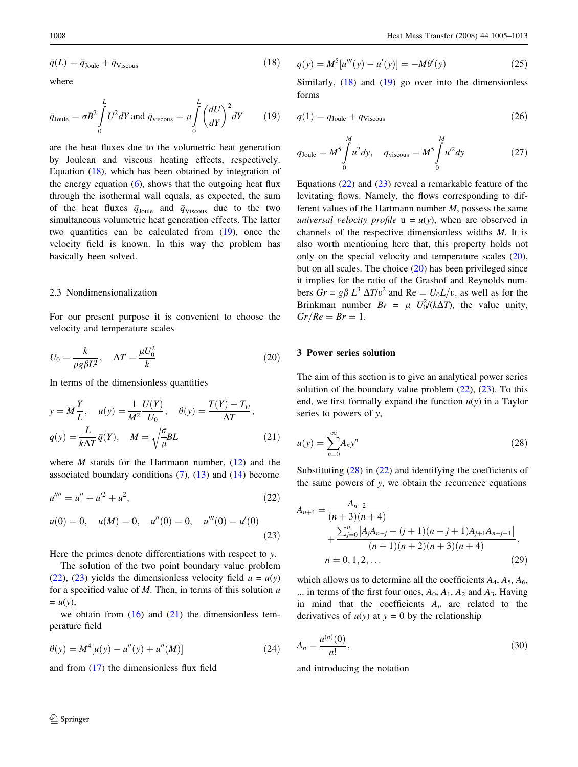$$\bar{q}(L) = \bar{q}_{\text{Joule}} + \bar{q}_{\text{Viscous}} \tag{18}$$

where

$$\bar{q}_{\text{Joule}} = \sigma B^2 \int_0^L U^2 dY \text{ and } \bar{q}_{\text{viscous}} = \mu \int_0^L \left(\frac{dU}{dY}\right)^2 dY \tag{19}$$

are the heat fluxes due to the volumetric heat generation by Joulean and viscous heating effects, respectively. Equation (18), which has been obtained by integration of the energy equation (6), shows that the outgoing heat flux through the isothermal wall equals, as expected, the sum of the heat fluxes $\bar{q}_{\text{Joule}}$ and $\bar{q}_{\text{Viscous}}$ due to the two simultaneous volumetric heat generation effects. The latter two quantities can be calculated from (19), once the velocity field is known. In this way the problem has basically been solved.

### 2.3 Nondimensionalization

For our present purpose it is convenient to choose the velocity and temperature scales

$$U_0 = \frac{k}{\rho g \beta L^2}, \quad \Delta T = \frac{\mu U_0^2}{k} \tag{20}$$

In terms of the dimensionless quantities

$$y = M\frac{Y}{L}, \quad u(y) = \frac{1}{M^2}\frac{U(Y)}{U_0}, \quad \theta(y) = \frac{T(Y) - T_w}{\Delta T},$$
$$q(y) = \frac{L}{k\Delta T}\bar{q}(Y), \quad M = \sqrt{\frac{\sigma}{\mu}}BL \tag{21}$$

where $M$ stands for the Hartmann number, (12) and the associated boundary conditions (7), (13) and (14) become

$$u'''' = u'' + u'^2 + u^2, \tag{22}$$

$$u(0) = 0, \quad u(M) = 0, \quad u''(0) = 0, \quad u'''(0) = u'(0) \tag{23}$$

Here the primes denote differentiations with respect to $y$.

The solution of the two point boundary value problem (22), (23) yields the dimensionless velocity field $u = u(y)$ for a specified value of $M$. Then, in terms of this solution $u = u(y)$,

we obtain from (16) and (21) the dimensionless temperature field

$$\theta(y) = M^4[u(y) - u''(y) + u''(M)] \tag{24}$$

and from (17) the dimensionless flux field

$$q(y) = M^5[u'''(y) - u'(y)] = -M\theta'(y) \tag{25}$$

Similarly, (18) and (19) go over into the dimensionless forms

$$q(1) = q_{\text{Joule}} + q_{\text{Viscous}} \tag{26}$$

$$q_{\text{Joule}} = M^5 \int_0^M u^2 dy, \quad q_{\text{viscous}} = M^5 \int_0^M u'^2 dy \tag{27}$$

Equations (22) and (23) reveal a remarkable feature of the levitating flows. Namely, the flows corresponding to different values of the Hartmann number $M$, possess the same *universal velocity profile* $u = u(y)$, when are observed in channels of the respective dimensionless widths $M$. It is also worth mentioning here that, this property holds not only on the special velocity and temperature scales (20), but on all scales. The choice (20) has been privileged since it implies for the ratio of the Grashof and Reynolds numbers $Gr = g\beta\, L^3\, \Delta T/\upsilon^2$ and $\text{Re} = U_0 L/\upsilon$, as well as for the Brinkman number $Br = \mu\, U_0^2/(k\Delta T)$, the value unity, $Gr/Re = Br = 1$.

## 3 Power series solution

The aim of this section is to give an analytical power series solution of the boundary value problem (22), (23). To this end, we first formally expand the function $u(y)$ in a Taylor series to powers of $y$,

$$u(y) = \sum_{n=0}^{\infty} A_n y^n \tag{28}$$

Substituting (28) in (22) and identifying the coefficients of the same powers of $y$, we obtain the recurrence equations

$$A_{n+4} = \frac{A_{n+2}}{(n+3)(n+4)} + \frac{\sum_{j=0}^{n}\left[A_j A_{n-j} + (j+1)(n-j+1)A_{j+1}A_{n-j+1}\right]}{(n+1)(n+2)(n+3)(n+4)},$$
$$n = 0, 1, 2, \ldots \tag{29}$$

which allows us to determine all the coefficients $A_4$, $A_5$, $A_6$, ... in terms of the first four ones, $A_0$, $A_1$, $A_2$ and $A_3$. Having in mind that the coefficients $A_n$ are related to the derivatives of $u(y)$ at $y = 0$ by the relationship

$$A_n = \frac{u^{(n)}(0)}{n!}, \tag{30}$$

and introducing the notation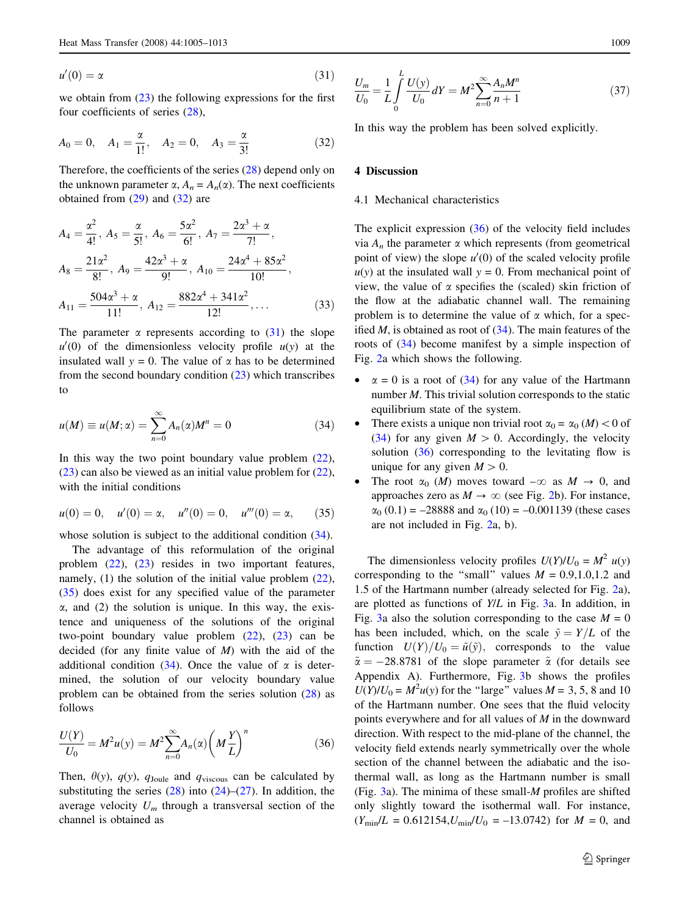$$u'(0) = \alpha \tag{31}$$

we obtain from (23) the following expressions for the first four coefficients of series (28),

$$A_0 = 0, \quad A_1 = \frac{\alpha}{1!}, \quad A_2 = 0, \quad A_3 = \frac{\alpha}{3!} \tag{32}$$

Therefore, the coefficients of the series (28) depend only on the unknown parameter $\alpha$, $A_n = A_n(\alpha)$. The next coefficients obtained from (29) and (32) are

$$\begin{aligned} A_4 &= \frac{\alpha^2}{4!},\ A_5 = \frac{\alpha}{5!},\ A_6 = \frac{5\alpha^2}{6!},\ A_7 = \frac{2\alpha^3 + \alpha}{7!}, \\ A_8 &= \frac{21\alpha^2}{8!},\ A_9 = \frac{42\alpha^3 + \alpha}{9!},\ A_{10} = \frac{24\alpha^4 + 85\alpha^2}{10!}, \\ A_{11} &= \frac{504\alpha^3 + \alpha}{11!},\ A_{12} = \frac{882\alpha^4 + 341\alpha^2}{12!}, \ldots \end{aligned} \tag{33}$$

The parameter $\alpha$ represents according to (31) the slope $u'(0)$ of the dimensionless velocity profile $u(y)$ at the insulated wall $y = 0$. The value of $\alpha$ has to be determined from the second boundary condition (23) which transcribes to

$$u(M) \equiv u(M; \alpha) = \sum_{n=0}^{\infty} A_n(\alpha) M^n = 0 \tag{34}$$

In this way the two point boundary value problem (22), (23) can also be viewed as an initial value problem for (22), with the initial conditions

$$u(0) = 0, \quad u'(0) = \alpha, \quad u''(0) = 0, \quad u'''(0) = \alpha, \tag{35}$$

whose solution is subject to the additional condition (34).

The advantage of this reformulation of the original problem (22), (23) resides in two important features, namely, (1) the solution of the initial value problem (22), (35) does exist for any specified value of the parameter $\alpha$, and (2) the solution is unique. In this way, the existence and uniqueness of the solutions of the original two-point boundary value problem (22), (23) can be decided (for any finite value of $M$) with the aid of the additional condition (34). Once the value of $\alpha$ is determined, the solution of our velocity boundary value problem can be obtained from the series solution (28) as follows

$$\frac{U(Y)}{U_0} = M^2 u(y) = M^2 \sum_{n=0}^{\infty} A_n(\alpha) \left( M \frac{Y}{L} \right)^n \tag{36}$$

Then, $\theta(y)$, $q(y)$, $q_{\text{Joule}}$ and $q_{\text{viscous}}$ can be calculated by substituting the series (28) into (24)–(27). In addition, the average velocity $U_m$ through a transversal section of the channel is obtained as

$$\frac{U_m}{U_0} = \frac{1}{L} \int_0^L \frac{U(y)}{U_0} dY = M^2 \sum_{n=0}^{\infty} \frac{A_n M^n}{n+1} \tag{37}$$

In this way the problem has been solved explicitly.

## 4 Discussion

### 4.1 Mechanical characteristics

The explicit expression (36) of the velocity field includes via $A_n$ the parameter $\alpha$ which represents (from geometrical point of view) the slope $u'(0)$ of the scaled velocity profile $u(y)$ at the insulated wall $y = 0$. From mechanical point of view, the value of $\alpha$ specifies the (scaled) skin friction of the flow at the adiabatic channel wall. The remaining problem is to determine the value of $\alpha$ which, for a specified $M$, is obtained as root of (34). The main features of the roots of (34) become manifest by a simple inspection of Fig. 2a which shows the following.

- $\alpha = 0$ is a root of (34) for any value of the Hartmann number $M$. This trivial solution corresponds to the static equilibrium state of the system.
- There exists a unique non trivial root $\alpha_0 = \alpha_0(M) < 0$ of (34) for any given $M > 0$. Accordingly, the velocity solution (36) corresponding to the levitating flow is unique for any given $M > 0$.
- The root $\alpha_0$ $(M)$ moves toward $-\infty$ as $M \to 0$, and approaches zero as $M \to \infty$ (see Fig. 2b). For instance, $\alpha_0(0.1) = -28888$ and $\alpha_0(10) = -0.001139$ (these cases are not included in Fig. 2a, b).

The dimensionless velocity profiles $U(Y)/U_0 = M^2 u(y)$ corresponding to the "small" values $M = 0.9, 1.0, 1.2$ and $1.5$ of the Hartmann number (already selected for Fig. 2a), are plotted as functions of $Y/L$ in Fig. 3a. In addition, in Fig. 3a also the solution corresponding to the case $M = 0$ has been included, which, on the scale $\tilde{y} = Y/L$ of the function $U(Y)/U_0 = \tilde{u}(\tilde{y})$, corresponds to the value $\tilde{\alpha} = -28.8781$ of the slope parameter $\tilde{\alpha}$ (for details see Appendix A). Furthermore, Fig. 3b shows the profiles $U(Y)/U_0 = M^2 u(y)$ for the "large" values $M = 3, 5, 8$ and $10$ of the Hartmann number. One sees that the fluid velocity points everywhere and for all values of $M$ in the downward direction. With respect to the mid-plane of the channel, the velocity field extends nearly symmetrically over the whole section of the channel between the adiabatic and the isothermal wall, as long as the Hartmann number is small (Fig. 3a). The minima of these small-$M$ profiles are shifted only slightly toward the isothermal wall. For instance, $(Y_{\min}/L = 0.612154, U_{\min}/U_0 = -13.0742)$ for $M = 0$, and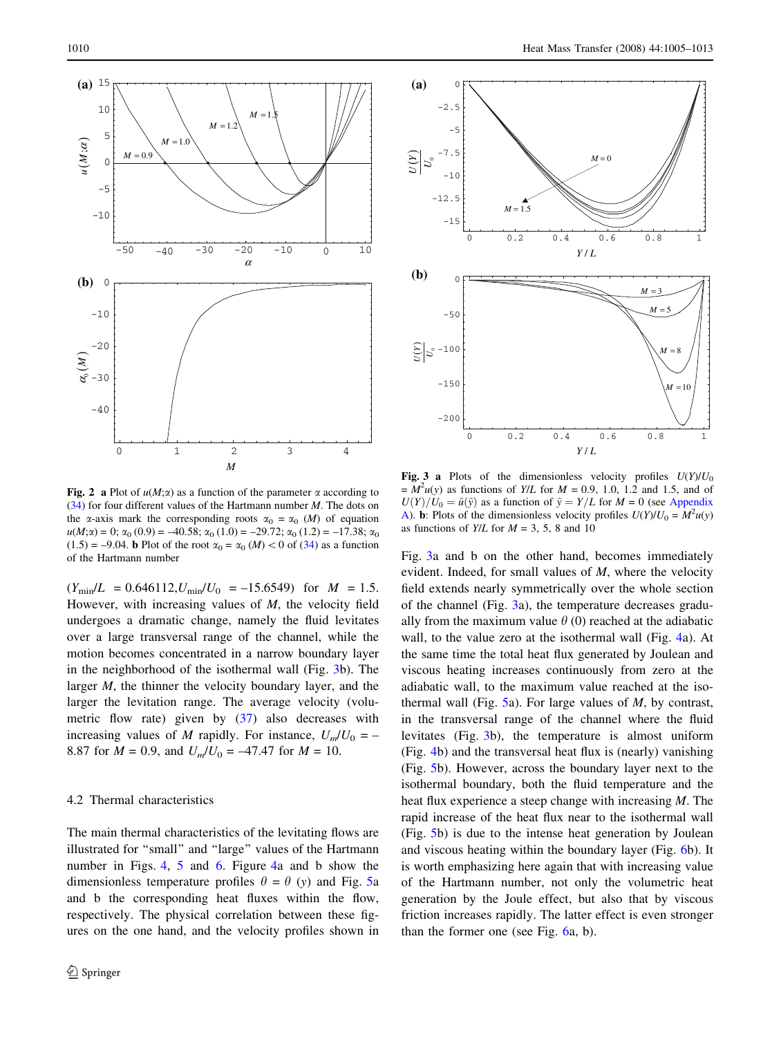**Fig. 2** **a** Plot of $u(M;\alpha)$ as a function of the parameter $\alpha$ according to (34) for four different values of the Hartmann number $M$. The dots on the $\alpha$-axis mark the corresponding roots $\alpha_0 = \alpha_0\ (M)$ of equation $u(M;\alpha) = 0$; $\alpha_0\ (0.9) = -40.58$; $\alpha_0\ (1.0) = -29.72$; $\alpha_0\ (1.2) = -17.38$; $\alpha_0\ (1.5) = -9.04$. **b** Plot of the root $\alpha_0 = \alpha_0\ (M) < 0$ of (34) as a function of the Hartmann number

$(Y_{min}/L = 0.646112, U_{min}/U_0 = -15.6549)$ for $M = 1.5$. However, with increasing values of $M$, the velocity field undergoes a dramatic change, namely the fluid levitates over a large transversal range of the channel, while the motion becomes concentrated in a narrow boundary layer in the neighborhood of the isothermal wall (Fig. 3b). The larger $M$, the thinner the velocity boundary layer, and the larger the levitation range. The average velocity (volumetric flow rate) given by (37) also decreases with increasing values of $M$ rapidly. For instance, $U_m/U_0 = -8.87$ for $M = 0.9$, and $U_m/U_0 = -47.47$ for $M = 10$.

### 4.2 Thermal characteristics

The main thermal characteristics of the levitating flows are illustrated for "small" and "large" values of the Hartmann number in Figs. 4, 5 and 6. Figure 4a and b show the dimensionless temperature profiles $\theta = \theta\ (y)$ and Fig. 5a and b the corresponding heat fluxes within the flow, respectively. The physical correlation between these figures on the one hand, and the velocity profiles shown in

**Fig. 3** **a** Plots of the dimensionless velocity profiles $U(Y)/U_0 = M^2 u(y)$ as functions of $Y/L$ for $M = 0.9$, 1.0, 1.2 and 1.5, and of $U(Y)/U_0 = \tilde{u}(\tilde{y})$ as a function of $\tilde{y} = Y/L$ for $M = 0$ (see Appendix A). **b**: Plots of the dimensionless velocity profiles $U(Y)/U_0 = M^2 u(y)$ as functions of $Y/L$ for $M = 3$, 5, 8 and 10

Fig. 3a and b on the other hand, becomes immediately evident. Indeed, for small values of $M$, where the velocity field extends nearly symmetrically over the whole section of the channel (Fig. 3a), the temperature decreases gradually from the maximum value $\theta\ (0)$ reached at the adiabatic wall, to the value zero at the isothermal wall (Fig. 4a). At the same time the total heat flux generated by Joulean and viscous heating increases continuously from zero at the adiabatic wall, to the maximum value reached at the isothermal wall (Fig. 5a). For large values of $M$, by contrast, in the transversal range of the channel where the fluid levitates (Fig. 3b), the temperature is almost uniform (Fig. 4b) and the transversal heat flux is (nearly) vanishing (Fig. 5b). However, across the boundary layer next to the isothermal boundary, both the fluid temperature and the heat flux experience a steep change with increasing $M$. The rapid increase of the heat flux near to the isothermal wall (Fig. 5b) is due to the intense heat generation by Joulean and viscous heating within the boundary layer (Fig. 6b). It is worth emphasizing here again that with increasing value of the Hartmann number, not only the volumetric heat generation by the Joule effect, but also that by viscous friction increases rapidly. The latter effect is even stronger than the former one (see Fig. 6a, b).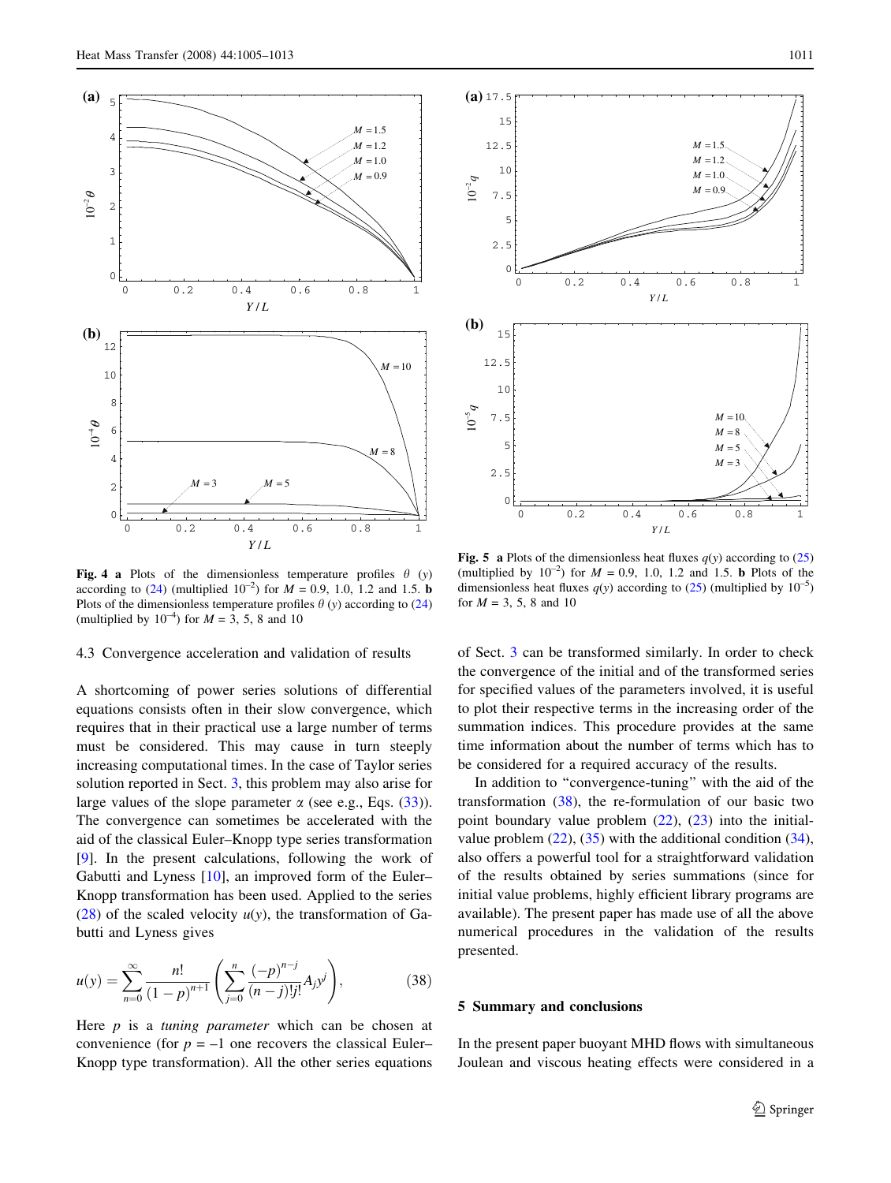**Fig. 4** **a** Plots of the dimensionless temperature profiles $\theta$ ($y$) according to (24) (multiplied $10^{-2}$) for $M$ = 0.9, 1.0, 1.2 and 1.5. **b** Plots of the dimensionless temperature profiles $\theta$ ($y$) according to (24) (multiplied by $10^{-4}$) for $M$ = 3, 5, 8 and 10

**Fig. 5** **a** Plots of the dimensionless heat fluxes $q(y)$ according to (25) (multiplied by $10^{-2}$) for $M$ = 0.9, 1.0, 1.2 and 1.5. **b** Plots of the dimensionless heat fluxes $q(y)$ according to (25) (multiplied by $10^{-5}$) for $M$ = 3, 5, 8 and 10

### 4.3 Convergence acceleration and validation of results

A shortcoming of power series solutions of differential equations consists often in their slow convergence, which requires that in their practical use a large number of terms must be considered. This may cause in turn steeply increasing computational times. In the case of Taylor series solution reported in Sect. 3, this problem may also arise for large values of the slope parameter $\alpha$ (see e.g., Eqs. (33)). The convergence can sometimes be accelerated with the aid of the classical Euler–Knopp type series transformation [9]. In the present calculations, following the work of Gabutti and Lyness [10], an improved form of the Euler–Knopp transformation has been used. Applied to the series (28) of the scaled velocity $u(y)$, the transformation of Gabutti and Lyness gives

$$u(y) = \sum_{n=0}^{\infty} \frac{n!}{(1-p)^{n+1}} \left( \sum_{j=0}^{n} \frac{(-p)^{n-j}}{(n-j)!j!} A_j y^j \right), \tag{38}$$

Here $p$ is a *tuning parameter* which can be chosen at convenience (for $p = -1$ one recovers the classical Euler–Knopp type transformation). All the other series equations of Sect. 3 can be transformed similarly. In order to check the convergence of the initial and of the transformed series for specified values of the parameters involved, it is useful to plot their respective terms in the increasing order of the summation indices. This procedure provides at the same time information about the number of terms which has to be considered for a required accuracy of the results.

In addition to "convergence-tuning" with the aid of the transformation (38), the re-formulation of our basic two point boundary value problem (22), (23) into the initial-value problem (22), (35) with the additional condition (34), also offers a powerful tool for a straightforward validation of the results obtained by series summations (since for initial value problems, highly efficient library programs are available). The present paper has made use of all the above numerical procedures in the validation of the results presented.

## 5 Summary and conclusions

In the present paper buoyant MHD flows with simultaneous Joulean and viscous heating effects were considered in a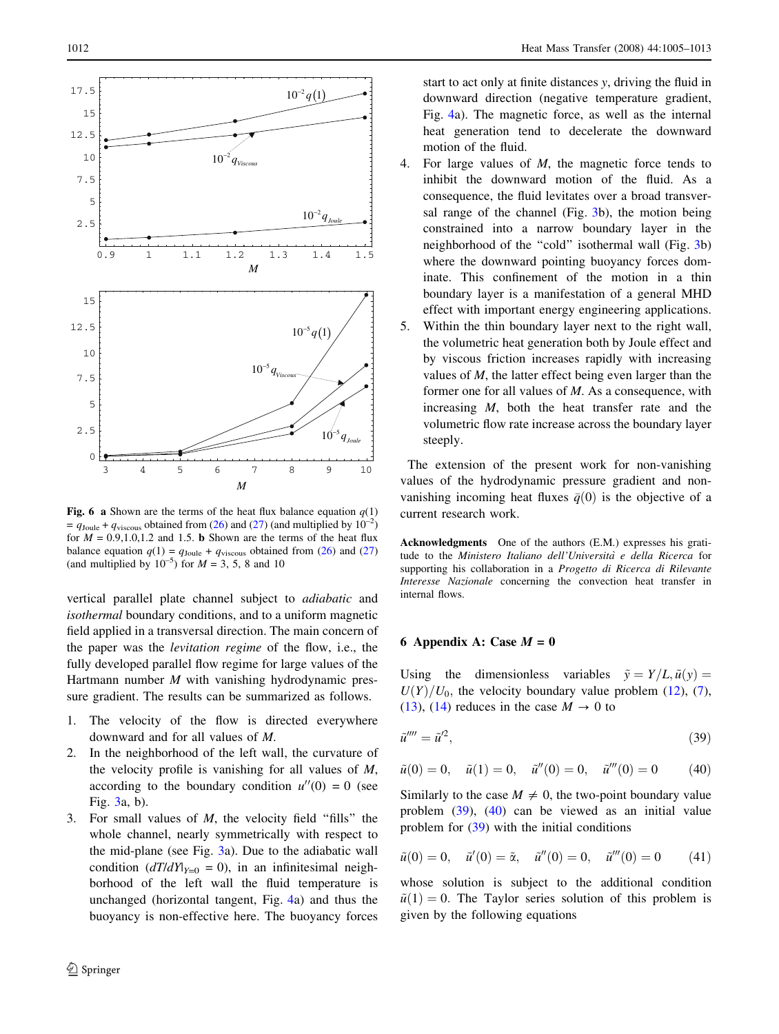**Fig. 6** **a** Shown are the terms of the heat flux balance equation $q(1) = q_{\mathrm{Joule}} + q_{\mathrm{viscous}}$ obtained from (26) and (27) (and multiplied by $10^{-2}$) for $M = 0.9, 1.0, 1.2$ and $1.5$. **b** Shown are the terms of the heat flux balance equation $q(1) = q_{\mathrm{Joule}} + q_{\mathrm{viscous}}$ obtained from (26) and (27) (and multiplied by $10^{-5}$) for $M = 3, 5, 8$ and $10$

vertical parallel plate channel subject to *adiabatic* and *isothermal* boundary conditions, and to a uniform magnetic field applied in a transversal direction. The main concern of the paper was the *levitation regime* of the flow, i.e., the fully developed parallel flow regime for large values of the Hartmann number $M$ with vanishing hydrodynamic pressure gradient. The results can be summarized as follows.

1. The velocity of the flow is directed everywhere downward and for all values of $M$.
2. In the neighborhood of the left wall, the curvature of the velocity profile is vanishing for all values of $M$, according to the boundary condition $u''(0) = 0$ (see Fig. 3a, b).
3. For small values of $M$, the velocity field "fills" the whole channel, nearly symmetrically with respect to the mid-plane (see Fig. 3a). Due to the adiabatic wall condition ($dT/dY|_{Y=0} = 0$), in an infinitesimal neighborhood of the left wall the fluid temperature is unchanged (horizontal tangent, Fig. 4a) and thus the buoyancy is non-effective here. The buoyancy forces start to act only at finite distances $y$, driving the fluid in downward direction (negative temperature gradient, Fig. 4a). The magnetic force, as well as the internal heat generation tend to decelerate the downward motion of the fluid.
4. For large values of $M$, the magnetic force tends to inhibit the downward motion of the fluid. As a consequence, the fluid levitates over a broad transversal range of the channel (Fig. 3b), the motion being constrained into a narrow boundary layer in the neighborhood of the "cold" isothermal wall (Fig. 3b) where the downward pointing buoyancy forces dominate. This confinement of the motion in a thin boundary layer is a manifestation of a general MHD effect with important energy engineering applications.
5. Within the thin boundary layer next to the right wall, the volumetric heat generation both by Joule effect and by viscous friction increases rapidly with increasing values of $M$, the latter effect being even larger than the former one for all values of $M$. As a consequence, with increasing $M$, both the heat transfer rate and the volumetric flow rate increase across the boundary layer steeply.

The extension of the present work for non-vanishing values of the hydrodynamic pressure gradient and non-vanishing incoming heat fluxes $\bar{q}(0)$ is the objective of a current research work.

**Acknowledgments** One of the authors (E.M.) expresses his gratitude to the *Ministero Italiano dell'Università e della Ricerca* for supporting his collaboration in a *Progetto di Ricerca di Rilevante Interesse Nazionale* concerning the convection heat transfer in internal flows.

## 6 Appendix A: Case $M = 0$

Using the dimensionless variables $\tilde{y} = Y/L, \tilde{u}(y) = U(Y)/U_0$, the velocity boundary value problem (12), (7), (13), (14) reduces in the case $M \to 0$ to

$$\tilde{u}'''' = \tilde{u}'^2, \tag{39}$$

$$\tilde{u}(0) = 0, \quad \tilde{u}(1) = 0, \quad \tilde{u}''(0) = 0, \quad \tilde{u}'''(0) = 0 \tag{40}$$

Similarly to the case $M \neq 0$, the two-point boundary value problem (39), (40) can be viewed as an initial value problem for (39) with the initial conditions

$$\tilde{u}(0) = 0, \quad \tilde{u}'(0) = \tilde{\alpha}, \quad \tilde{u}''(0) = 0, \quad \tilde{u}'''(0) = 0 \tag{41}$$

whose solution is subject to the additional condition $\tilde{u}(1) = 0$. The Taylor series solution of this problem is given by the following equations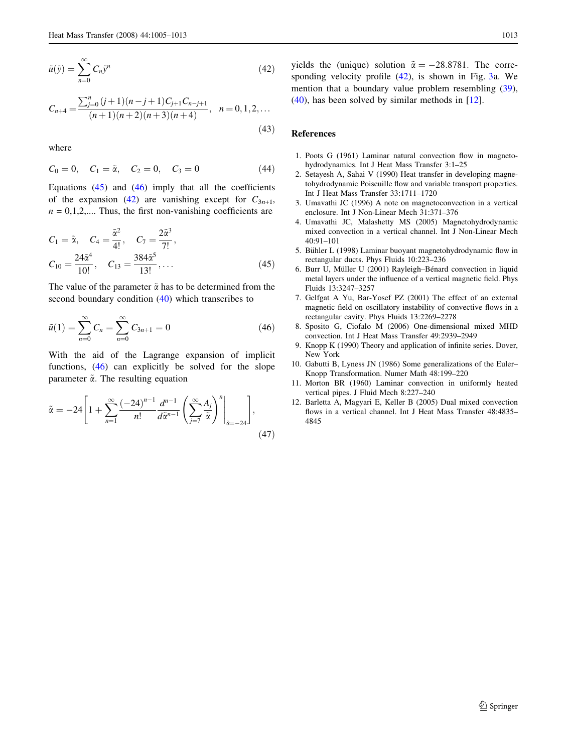$$\tilde{u}(\tilde{y}) = \sum_{n=0}^{\infty} C_n \tilde{y}^n \tag{42}$$

$$C_{n+4} = \frac{\sum_{j=0}^{n} (j+1)(n-j+1) C_{j+1} C_{n-j+1}}{(n+1)(n+2)(n+3)(n+4)}, \quad n = 0, 1, 2, \ldots \tag{43}$$

where

$$C_0 = 0, \quad C_1 = \tilde{\alpha}, \quad C_2 = 0, \quad C_3 = 0 \tag{44}$$

Equations (45) and (46) imply that all the coefficients of the expansion (42) are vanishing except for $C_{3n+1}$, $n = 0,1,2,\ldots$. Thus, the first non-vanishing coefficients are

$$C_1 = \tilde{\alpha}, \quad C_4 = \frac{\tilde{\alpha}^2}{4!}, \quad C_7 = \frac{2\tilde{\alpha}^3}{7!},$$
$$C_{10} = \frac{24\tilde{\alpha}^4}{10!}, \quad C_{13} = \frac{384\tilde{\alpha}^5}{13!}, \ldots \tag{45}$$

The value of the parameter $\tilde{\alpha}$ has to be determined from the second boundary condition (40) which transcribes to

$$\tilde{u}(1) = \sum_{n=0}^{\infty} C_n = \sum_{n=0}^{\infty} C_{3n+1} = 0 \tag{46}$$

With the aid of the Lagrange expansion of implicit functions, (46) can explicitly be solved for the slope parameter $\tilde{\alpha}$. The resulting equation

$$\tilde{\alpha} = -24 \left[ 1 + \sum_{n=1}^{\infty} \frac{(-24)^{n-1}}{n!} \frac{d^{n-1}}{d\tilde{\alpha}^{n-1}} \left( \sum_{j=7}^{\infty} \frac{A_j}{\tilde{\alpha}} \right)^n \Bigg|_{\tilde{\alpha}=-24} \right], \tag{47}$$

yields the (unique) solution $\tilde{\alpha} = -28.8781$. The corresponding velocity profile (42), is shown in Fig. 3a. We mention that a boundary value problem resembling (39), (40), has been solved by similar methods in [12].

## References

1. Poots G (1961) Laminar natural convection flow in magneto-hydrodynamics. Int J Heat Mass Transfer 3:1–25
2. Setayesh A, Sahai V (1990) Heat transfer in developing magnetohydrodynamic Poiseuille flow and variable transport properties. Int J Heat Mass Transfer 33:1711–1720
3. Umavathi JC (1996) A note on magnetoconvection in a vertical enclosure. Int J Non-Linear Mech 31:371–376
4. Umavathi JC, Malashetty MS (2005) Magnetohydrodynamic mixed convection in a vertical channel. Int J Non-Linear Mech 40:91–101
5. Bühler L (1998) Laminar buoyant magnetohydrodynamic flow in rectangular ducts. Phys Fluids 10:223–236
6. Burr U, Müller U (2001) Rayleigh–Bénard convection in liquid metal layers under the influence of a vertical magnetic field. Phys Fluids 13:3247–3257
7. Gelfgat A Yu, Bar-Yosef PZ (2001) The effect of an external magnetic field on oscillatory instability of convective flows in a rectangular cavity. Phys Fluids 13:2269–2278
8. Sposito G, Ciofalo M (2006) One-dimensional mixed MHD convection. Int J Heat Mass Transfer 49:2939–2949
9. Knopp K (1990) Theory and application of infinite series. Dover, New York
10. Gabutti B, Lyness JN (1986) Some generalizations of the Euler–Knopp Transformation. Numer Math 48:199–220
11. Morton BR (1960) Laminar convection in uniformly heated vertical pipes. J Fluid Mech 8:227–240
12. Barletta A, Magyari E, Keller B (2005) Dual mixed convection flows in a vertical channel. Int J Heat Mass Transfer 48:4835–4845